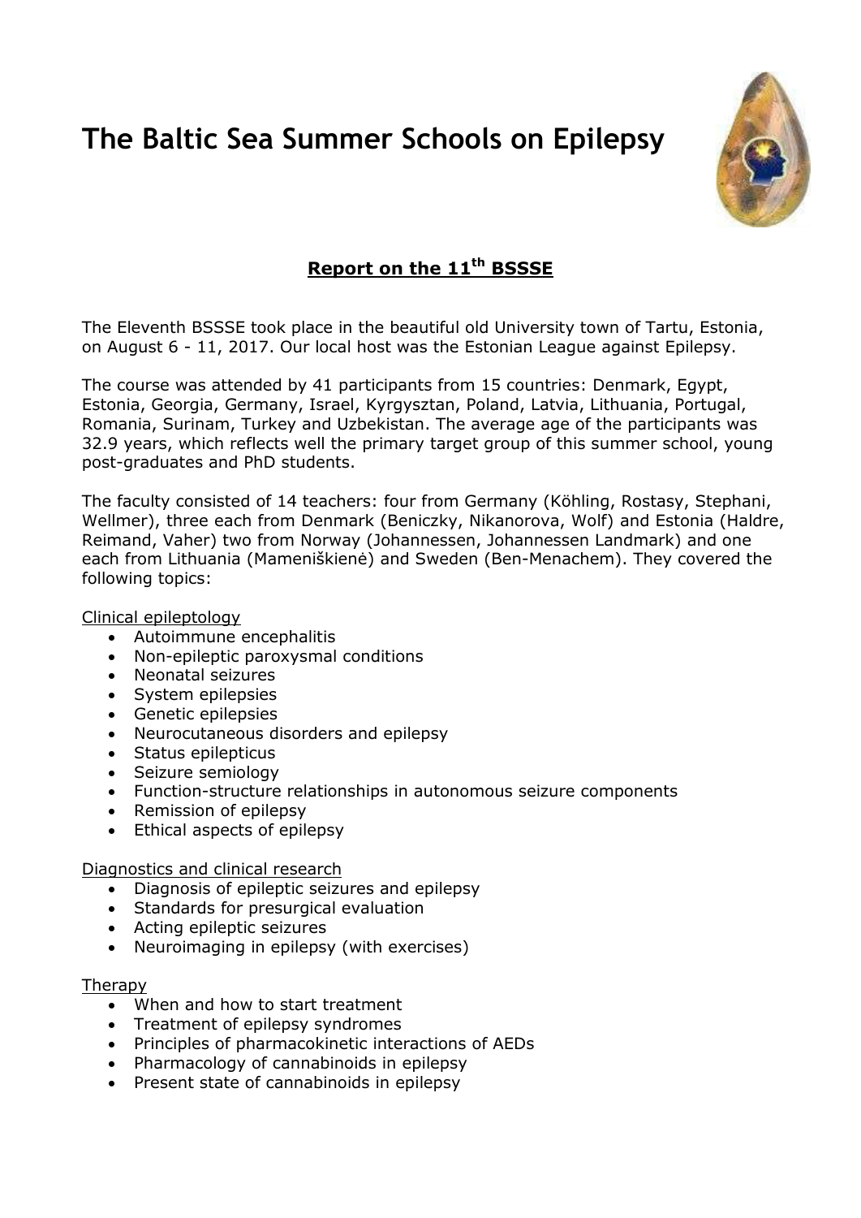# The Baltic Sea Summer Schools on Epilepsy

## Report on the 11th BSSSE

The Eleventh BSSSE took place in the beautiful old University town of Tartu, Estonia, on August 6 - 11, 2017. Our local host was the Estonian League against Epilepsy.

The course was attended by 41 participants from 15 countries: Denmark, Egypt, Estonia, Georgia, Germany, Israel, Kyrgysztan, Poland, Latvia, Lithuania, Portugal, Romania, Surinam, Turkey and Uzbekistan. The average age of the participants was 32.9 years, which reflects well the primary target group of this summer school, young post-graduates and PhD students.

The faculty consisted of 14 teachers: four from Germany (Köhling, Rostasy, Stephani, Wellmer), three each from Denmark (Beniczky, Nikanorova, Wolf) and Estonia (Haldre, Reimand, Vaher) two from Norway (Johannessen, Johannessen Landmark) and one each from Lithuania (Mameniškienė) and Sweden (Ben-Menachem). They covered the following topics:

Clinical epileptology

- Autoimmune encephalitis
- Non-epileptic paroxysmal conditions
- Neonatal seizures
- System epilepsies
- Genetic epilepsies
- Neurocutaneous disorders and epilepsy
- Status epilepticus
- Seizure semiology
- Function-structure relationships in autonomous seizure components
- Remission of epilepsy
- Ethical aspects of epilepsy

Diagnostics and clinical research

- Diagnosis of epileptic seizures and epilepsy
- Standards for presurgical evaluation
- Acting epileptic seizures
- Neuroimaging in epilepsy (with exercises)

Therapy

- When and how to start treatment
- Treatment of epilepsy syndromes
- Principles of pharmacokinetic interactions of AEDs
- Pharmacology of cannabinoids in epilepsy
- Present state of cannabinoids in epilepsy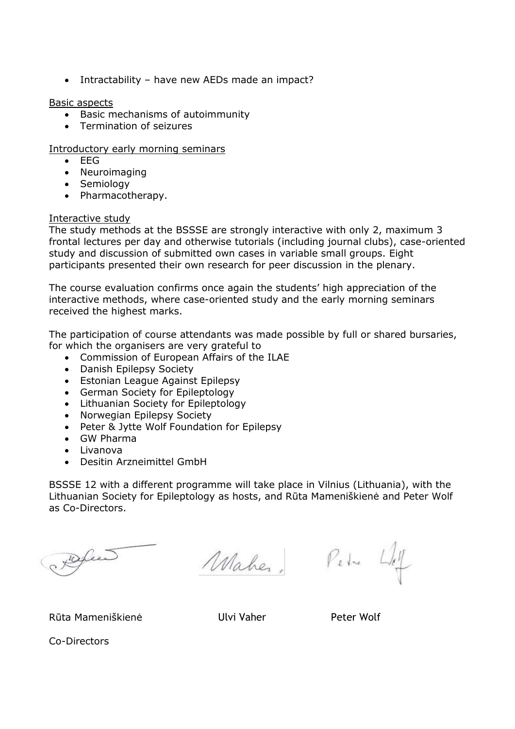- Intractability – have new AEDs made an impact?

Basic aspects

- Basic mechanisms of autoimmunity
- Termination of seizures

Introductory early morning seminars

- EEG
- Neuroimaging
- Semiology
- Pharmacotherapy.

Interactive study

The study methods at the BSSSE are strongly interactive with only 2, maximum 3 frontal lectures per day and otherwise tutorials (including journal clubs), case-oriented study and discussion of submitted own cases in variable small groups. Eight participants presented their own research for peer discussion in the plenary.

The course evaluation confirms once again the students' high appreciation of the interactive methods, where case-oriented study and the early morning seminars received the highest marks.

The participation of course attendants was made possible by full or shared bursaries, for which the organisers are very grateful to

- Commission of European Affairs of the ILAE
- Danish Epilepsy Society
- Estonian League Against Epilepsy
- German Society for Epileptology
- Lithuanian Society for Epileptology
- Norwegian Epilepsy Society
- Peter & Jytte Wolf Foundation for Epilepsy
- GW Pharma
- Livanova
- Desitin Arzneimittel GmbH

BSSSE 12 with a different programme will take place in Vilnius (Lithuania), with the Lithuanian Society for Epileptology as hosts, and Rūta Mameniškienė and Peter Wolf as Co-Directors.

Rūta Mameniškienė    Ulvi Vaher    Peter Wolf

Co-Directors